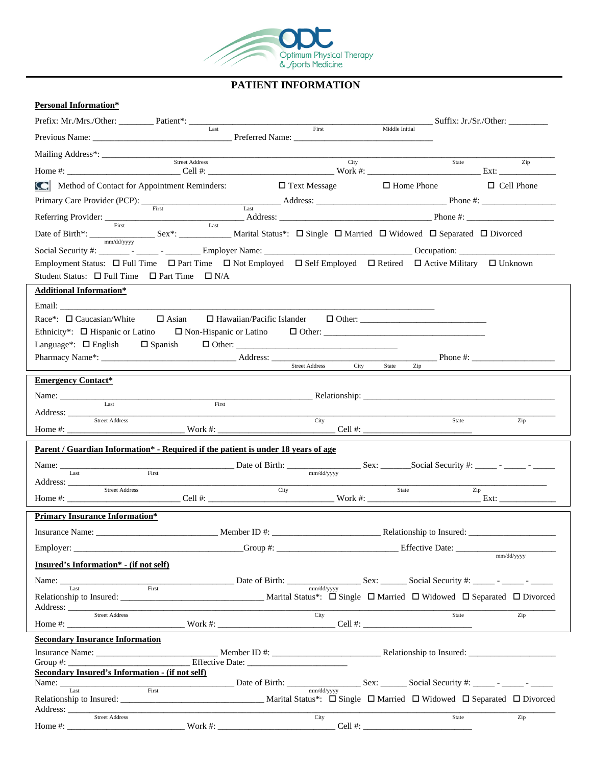Optimum Physical Therapy & Sports Medicine

# PATIENT INFORMATION

**Personal Information***

Prefix: Mr./Mrs./Other: ________ Patient*: ______________________________ (Last) (First) (Middle Initial) Suffix: Jr./Sr./Other: _________

Previous Name: ______________________________ Preferred Name: ______________________________

Mailing Address*: ______________________________ (Street Address) (City) (State) (Zip)

Home #: ________________________ Cell #: ________________________ Work #: ________________________ Ext: ____________

Method of Contact for Appointment Reminders: ☐ Text Message ☐ Home Phone ☐ Cell Phone

Primary Care Provider (PCP): ______________________________ (First) (Last) Address: ______________________________ Phone #: ________________

Referring Provider: ______________________________ (First) (Last) Address: ______________________________ Phone #: __________________

Date of Birth*: ______________ (mm/dd/yyyy) Sex*: ____________ Marital Status*: ☐ Single ☐ Married ☐ Widowed ☐ Separated ☐ Divorced

Social Security #: _______ - _____ - ________ Employer Name: ______________________________ Occupation: ____________________

Employment Status: ☐ Full Time ☐ Part Time ☐ Not Employed ☐ Self Employed ☐ Retired ☐ Active Military ☐ Unknown

Student Status: ☐ Full Time ☐ Part Time ☐ N/A

**Additional Information***

Email: ______________________________________________________________

Race*: ☐ Caucasian/White ☐ Asian ☐ Hawaiian/Pacific Islander ☐ Other: ____________________________

Ethnicity*: ☐ Hispanic or Latino ☐ Non-Hispanic or Latino ☐ Other: ____________________________________

Language*: ☐ English ☐ Spanish ☐ Other: ____________________________________

Pharmacy Name*: ______________________________ Address: ______________________________ (Street Address) (City) (State) (Zip) Phone #: __________________

**Emergency Contact***

Name: ______________________________ (Last) (First) Relationship: ______________________________

Address: ______________________________ (Street Address) (City) (State) (Zip)

Home #: __________________________ Work #: __________________________ Cell #: ________________________

**Parent / Guardian Information* - Required if the patient is under 18 years of age**

Name: ______________________________ (Last) (First) Date of Birth: ________________ (mm/dd/yyyy) Sex: ______ Social Security #: _____ - _____ - _____

Address: ______________________________ (Street Address) (City) (State) (Zip)

Home #: ________________________ Cell #: ________________________ Work #: ________________________ Ext: ____________

**Primary Insurance Information***

Insurance Name: ___________________________ Member ID #: ________________________ Relationship to Insured: ___________________

Employer: ____________________________________ Group #: ___________________________ Effective Date: ______________________ (mm/dd/yyyy)

**Insured's Information* - (if not self)**

Name: ______________________________ (Last) (First) Date of Birth: ________________ (mm/dd/yyyy) Sex: ______ Social Security #: _____ - _____ - _____

Relationship to Insured: ________________________________ Marital Status*: ☐ Single ☐ Married ☐ Widowed ☐ Separated ☐ Divorced

Address: ______________________________ (Street Address) (City) (State) (Zip)

Home #: __________________________ Work #: __________________________ Cell #: ________________________

**Secondary Insurance Information**

Insurance Name: ___________________________ Member ID #: ________________________ Relationship to Insured: ___________________

Group #: ___________________________ Effective Date: ______________________

**Secondary Insured's Information - (if not self)**

Name: ______________________________ (Last) (First) Date of Birth: ________________ (mm/dd/yyyy) Sex: ______ Social Security #: _____ - _____ - _____

Relationship to Insured: ________________________________ Marital Status*: ☐ Single ☐ Married ☐ Widowed ☐ Separated ☐ Divorced

Address: ______________________________ (Street Address) (City) (State) (Zip)

Home #: __________________________ Work #: __________________________ Cell #: ________________________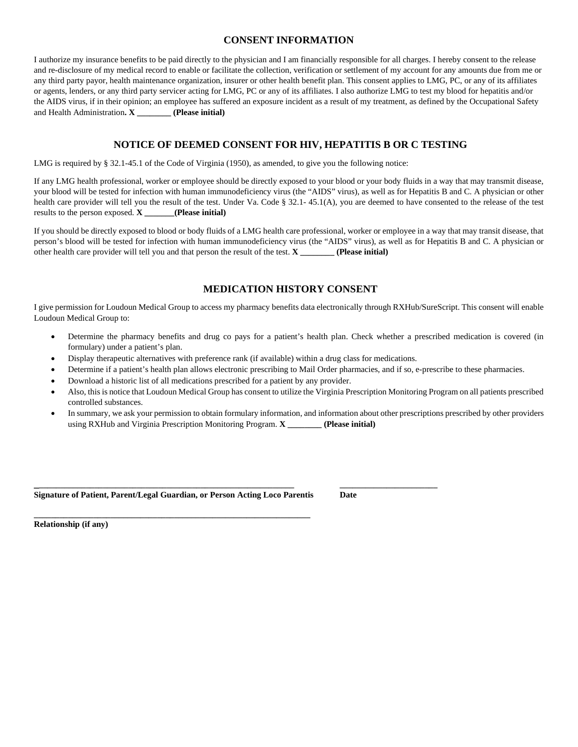## CONSENT INFORMATION

I authorize my insurance benefits to be paid directly to the physician and I am financially responsible for all charges. I hereby consent to the release and re-disclosure of my medical record to enable or facilitate the collection, verification or settlement of my account for any amounts due from me or any third party payor, health maintenance organization, insurer or other health benefit plan. This consent applies to LMG, PC, or any of its affiliates or agents, lenders, or any third party servicer acting for LMG, PC or any of its affiliates. I also authorize LMG to test my blood for hepatitis and/or the AIDS virus, if in their opinion; an employee has suffered an exposure incident as a result of my treatment, as defined by the Occupational Safety and Health Administration**. X ________ (Please initial)**

## NOTICE OF DEEMED CONSENT FOR HIV, HEPATITIS B OR C TESTING

LMG is required by § 32.1-45.1 of the Code of Virginia (1950), as amended, to give you the following notice:

If any LMG health professional, worker or employee should be directly exposed to your blood or your body fluids in a way that may transmit disease, your blood will be tested for infection with human immunodeficiency virus (the "AIDS" virus), as well as for Hepatitis B and C. A physician or other health care provider will tell you the result of the test. Under Va. Code § 32.1- 45.1(A), you are deemed to have consented to the release of the test results to the person exposed. **X _______(Please initial)**

If you should be directly exposed to blood or body fluids of a LMG health care professional, worker or employee in a way that may transit disease, that person's blood will be tested for infection with human immunodeficiency virus (the "AIDS" virus), as well as for Hepatitis B and C. A physician or other health care provider will tell you and that person the result of the test. **X ________ (Please initial)**

## MEDICATION HISTORY CONSENT

I give permission for Loudoun Medical Group to access my pharmacy benefits data electronically through RXHub/SureScript. This consent will enable Loudoun Medical Group to:

- Determine the pharmacy benefits and drug co pays for a patient's health plan. Check whether a prescribed medication is covered (in formulary) under a patient's plan.
- Display therapeutic alternatives with preference rank (if available) within a drug class for medications.
- Determine if a patient's health plan allows electronic prescribing to Mail Order pharmacies, and if so, e-prescribe to these pharmacies.
- Download a historic list of all medications prescribed for a patient by any provider.
- Also, this is notice that Loudoun Medical Group has consent to utilize the Virginia Prescription Monitoring Program on all patients prescribed controlled substances.
- In summary, we ask your permission to obtain formulary information, and information about other prescriptions prescribed by other providers using RXHub and Virginia Prescription Monitoring Program. **X ________ (Please initial)**

______________________________________________________________ ______________________

**Signature of Patient, Parent/Legal Guardian, or Person Acting Loco Parentis** **Date**

_________________________________________________________________

**Relationship (if any)**